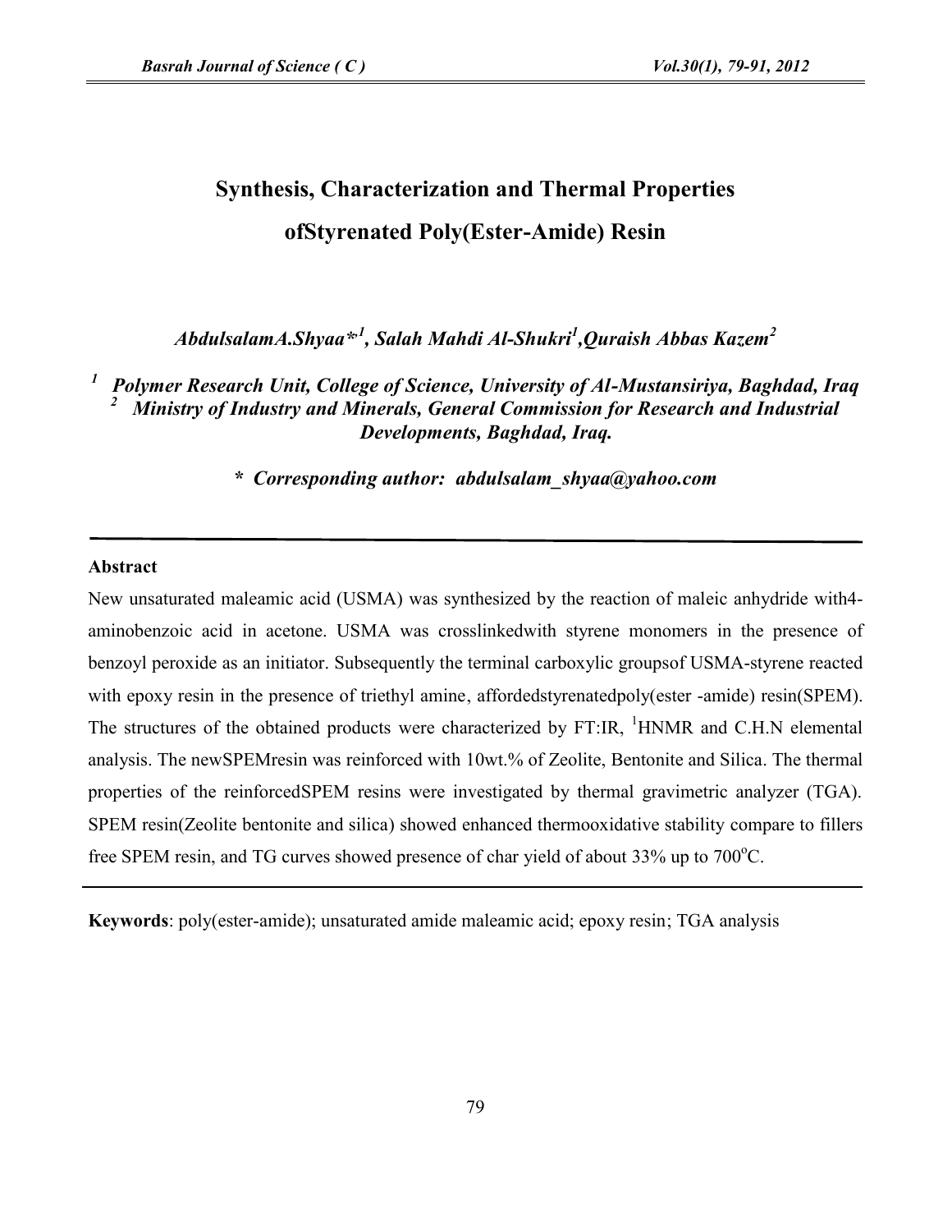# Synthesis, Characterization and Thermal Properties ofStyrenated Poly(Ester-Amide) Resin

***AbdulsalamA.Shyaa*[1], Salah Mahdi Al-Shukri[1],Quraish Abbas Kazem[2]***

***[1] Polymer Research Unit, College of Science, University of Al-Mustansiriya, Baghdad, Iraq***
***[2] Ministry of Industry and Minerals, General Commission for Research and Industrial Developments, Baghdad, Iraq.***

***\* Corresponding author: abdulsalam_shyaa@yahoo.com***

---

**Abstract**

New unsaturated maleamic acid (USMA) was synthesized by the reaction of maleic anhydride with4-aminobenzoic acid in acetone. USMA was crosslinkedwith styrene monomers in the presence of benzoyl peroxide as an initiator. Subsequently the terminal carboxylic groupsof USMA-styrene reacted with epoxy resin in the presence of triethyl amine, affordedstyrenatedpoly(ester -amide) resin(SPEM). The structures of the obtained products were characterized by FT:IR, $^{1}$HNMR and C.H.N elemental analysis. The newSPEMresin was reinforced with 10wt.% of Zeolite, Bentonite and Silica. The thermal properties of the reinforcedSPEM resins were investigated by thermal gravimetric analyzer (TGA). SPEM resin(Zeolite bentonite and silica) showed enhanced thermooxidative stability compare to fillers free SPEM resin, and TG curves showed presence of char yield of about 33% up to 700$^{o}$C.

---

**Keywords**: poly(ester-amide); unsaturated amide maleamic acid; epoxy resin; TGA analysis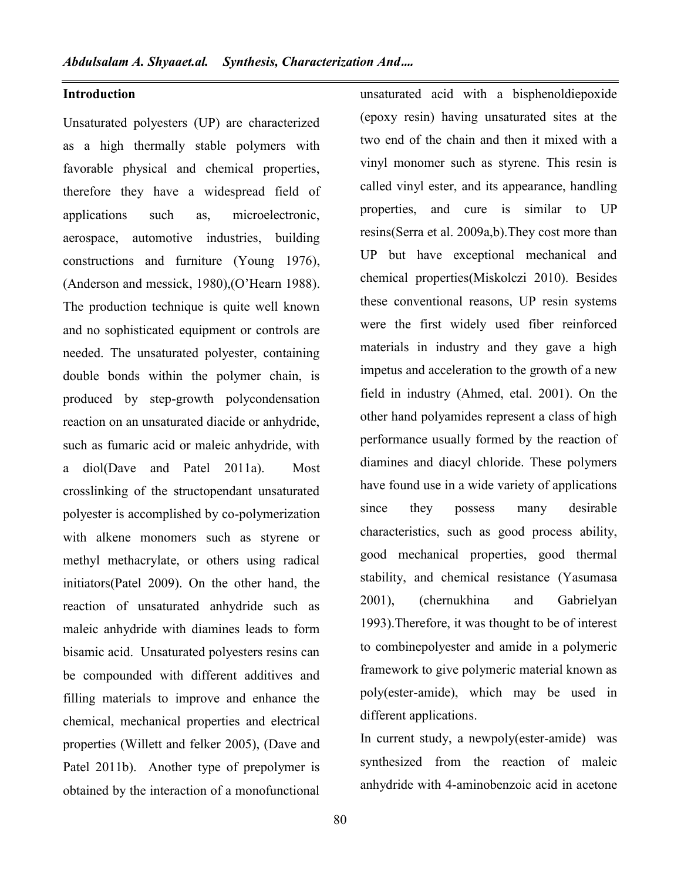## Introduction

Unsaturated polyesters (UP) are characterized as a high thermally stable polymers with favorable physical and chemical properties, therefore they have a widespread field of applications such as, microelectronic, aerospace, automotive industries, building constructions and furniture (Young 1976), (Anderson and messick, 1980),(O'Hearn 1988). The production technique is quite well known and no sophisticated equipment or controls are needed. The unsaturated polyester, containing double bonds within the polymer chain, is produced by step-growth polycondensation reaction on an unsaturated diacide or anhydride, such as fumaric acid or maleic anhydride, with a diol(Dave and Patel 2011a). Most crosslinking of the structopendant unsaturated polyester is accomplished by co-polymerization with alkene monomers such as styrene or methyl methacrylate, or others using radical initiators(Patel 2009). On the other hand, the reaction of unsaturated anhydride such as maleic anhydride with diamines leads to form bisamic acid. Unsaturated polyesters resins can be compounded with different additives and filling materials to improve and enhance the chemical, mechanical properties and electrical properties (Willett and felker 2005), (Dave and Patel 2011b). Another type of prepolymer is obtained by the interaction of a monofunctional unsaturated acid with a bisphenoldiepoxide (epoxy resin) having unsaturated sites at the two end of the chain and then it mixed with a vinyl monomer such as styrene. This resin is called vinyl ester, and its appearance, handling properties, and cure is similar to UP resins(Serra et al. 2009a,b).They cost more than UP but have exceptional mechanical and chemical properties(Miskolczi 2010). Besides these conventional reasons, UP resin systems were the first widely used fiber reinforced materials in industry and they gave a high impetus and acceleration to the growth of a new field in industry (Ahmed, etal. 2001). On the other hand polyamides represent a class of high performance usually formed by the reaction of diamines and diacyl chloride. These polymers have found use in a wide variety of applications since they possess many desirable characteristics, such as good process ability, good mechanical properties, good thermal stability, and chemical resistance (Yasumasa 2001), (chernukhina and Gabrielyan 1993).Therefore, it was thought to be of interest to combinepolyester and amide in a polymeric framework to give polymeric material known as poly(ester-amide), which may be used in different applications.

In current study, a newpoly(ester-amide) was synthesized from the reaction of maleic anhydride with 4-aminobenzoic acid in acetone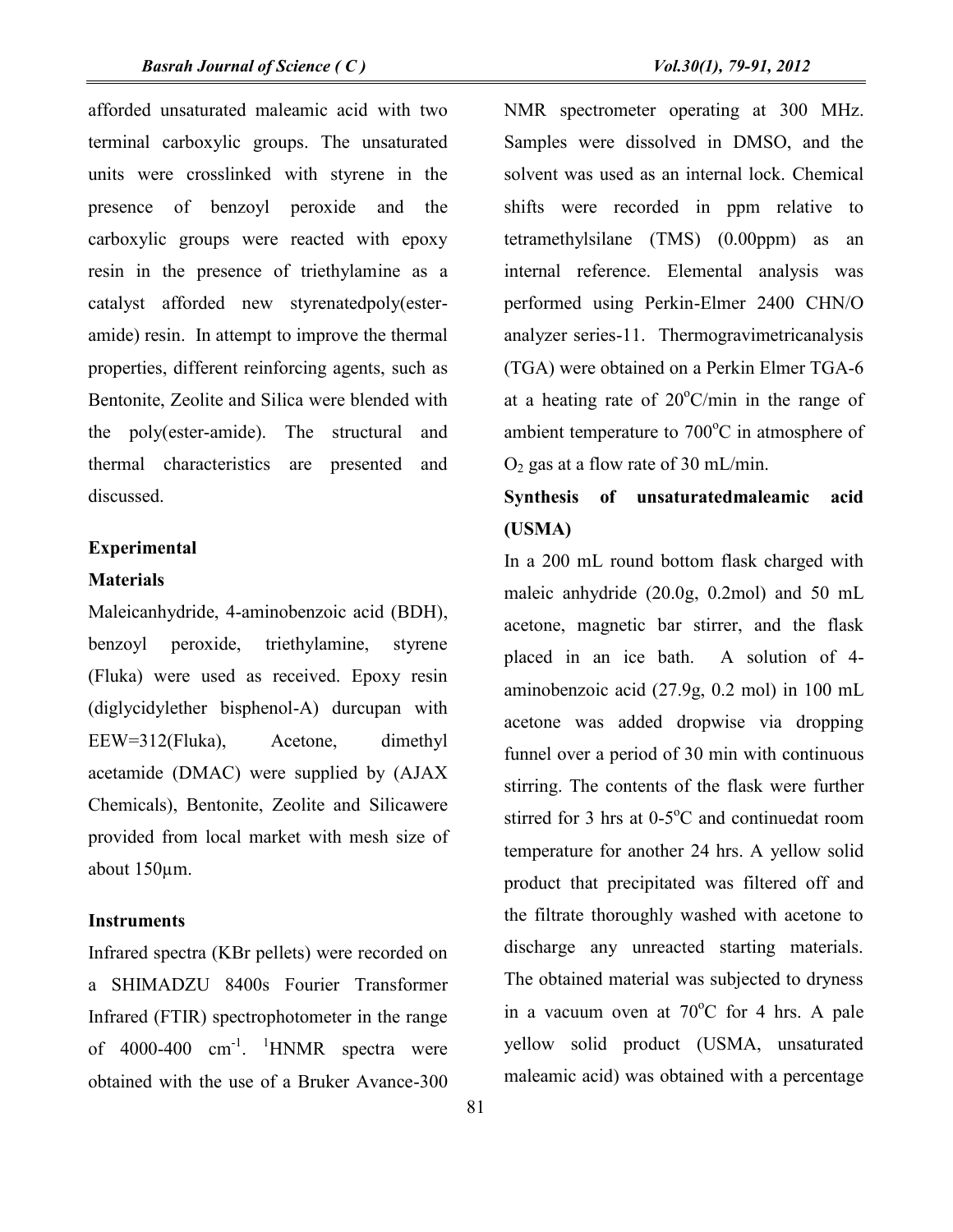afforded unsaturated maleamic acid with two terminal carboxylic groups. The unsaturated units were crosslinked with styrene in the presence of benzoyl peroxide and the carboxylic groups were reacted with epoxy resin in the presence of triethylamine as a catalyst afforded new styrenatedpoly(ester-amide) resin. In attempt to improve the thermal properties, different reinforcing agents, such as Bentonite, Zeolite and Silica were blended with the poly(ester-amide). The structural and thermal characteristics are presented and discussed.

## Experimental

### Materials

Maleicanhydride, 4-aminobenzoic acid (BDH), benzoyl peroxide, triethylamine, styrene (Fluka) were used as received. Epoxy resin (diglycidylether bisphenol-A) durcupan with EEW=312(Fluka), Acetone, dimethyl acetamide (DMAC) were supplied by (AJAX Chemicals), Bentonite, Zeolite and Silicawere provided from local market with mesh size of about 150µm.

### Instruments

Infrared spectra (KBr pellets) were recorded on a SHIMADZU 8400s Fourier Transformer Infrared (FTIR) spectrophotometer in the range of 4000-400 $cm^{-1}$. $^{1}$HNMR spectra were obtained with the use of a Bruker Avance-300 NMR spectrometer operating at 300 MHz. Samples were dissolved in DMSO, and the solvent was used as an internal lock. Chemical shifts were recorded in ppm relative to tetramethylsilane (TMS) (0.00ppm) as an internal reference. Elemental analysis was performed using Perkin-Elmer 2400 CHN/O analyzer series-11. Thermogravimetricanalysis (TGA) were obtained on a Perkin Elmer TGA-6 at a heating rate of 20$^{o}$C/min in the range of ambient temperature to 700$^{o}$C in atmosphere of $O_2$ gas at a flow rate of 30 mL/min.

### Synthesis of unsaturatedmaleamic acid (USMA)

In a 200 mL round bottom flask charged with maleic anhydride (20.0g, 0.2mol) and 50 mL acetone, magnetic bar stirrer, and the flask placed in an ice bath. A solution of 4-aminobenzoic acid (27.9g, 0.2 mol) in 100 mL acetone was added dropwise via dropping funnel over a period of 30 min with continuous stirring. The contents of the flask were further stirred for 3 hrs at 0-5$^{o}$C and continuedat room temperature for another 24 hrs. A yellow solid product that precipitated was filtered off and the filtrate thoroughly washed with acetone to discharge any unreacted starting materials. The obtained material was subjected to dryness in a vacuum oven at 70$^{o}$C for 4 hrs. A pale yellow solid product (USMA, unsaturated maleamic acid) was obtained with a percentage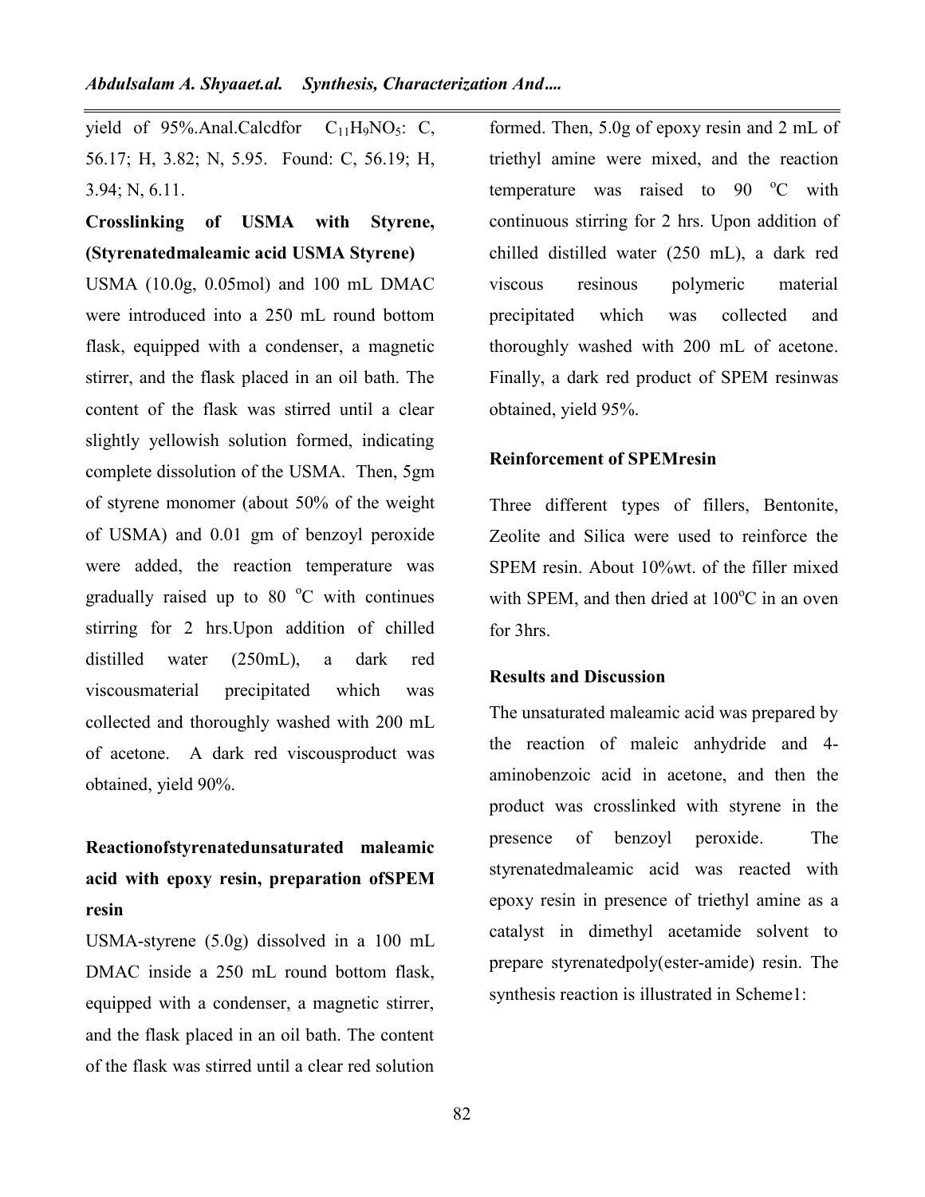yield of 95%.Anal.Calcdfor $C_{11}H_9NO_5$: C, 56.17; H, 3.82; N, 5.95. Found: C, 56.19; H, 3.94; N, 6.11.

**Crosslinking of USMA with Styrene, (Styrenatedmaleamic acid USMA Styrene)**

USMA (10.0g, 0.05mol) and 100 mL DMAC were introduced into a 250 mL round bottom flask, equipped with a condenser, a magnetic stirrer, and the flask placed in an oil bath. The content of the flask was stirred until a clear slightly yellowish solution formed, indicating complete dissolution of the USMA. Then, 5gm of styrene monomer (about 50% of the weight of USMA) and 0.01 gm of benzoyl peroxide were added, the reaction temperature was gradually raised up to 80 °C with continues stirring for 2 hrs.Upon addition of chilled distilled water (250mL), a dark red viscousmaterial precipitated which was collected and thoroughly washed with 200 mL of acetone. A dark red viscousproduct was obtained, yield 90%.

**Reactionofstyrenatedunsaturated maleamic acid with epoxy resin, preparation ofSPEM resin**

USMA-styrene (5.0g) dissolved in a 100 mL DMAC inside a 250 mL round bottom flask, equipped with a condenser, a magnetic stirrer, and the flask placed in an oil bath. The content of the flask was stirred until a clear red solution formed. Then, 5.0g of epoxy resin and 2 mL of triethyl amine were mixed, and the reaction temperature was raised to 90 °C with continuous stirring for 2 hrs. Upon addition of chilled distilled water (250 mL), a dark red viscous resinous polymeric material precipitated which was collected and thoroughly washed with 200 mL of acetone. Finally, a dark red product of SPEM resinwas obtained, yield 95%.

**Reinforcement of SPEMresin**

Three different types of fillers, Bentonite, Zeolite and Silica were used to reinforce the SPEM resin. About 10%wt. of the filler mixed with SPEM, and then dried at 100°C in an oven for 3hrs.

**Results and Discussion**

The unsaturated maleamic acid was prepared by the reaction of maleic anhydride and 4-aminobenzoic acid in acetone, and then the product was crosslinked with styrene in the presence of benzoyl peroxide. The styrenatedmaleamic acid was reacted with epoxy resin in presence of triethyl amine as a catalyst in dimethyl acetamide solvent to prepare styrenatedpoly(ester-amide) resin. The synthesis reaction is illustrated in Scheme1: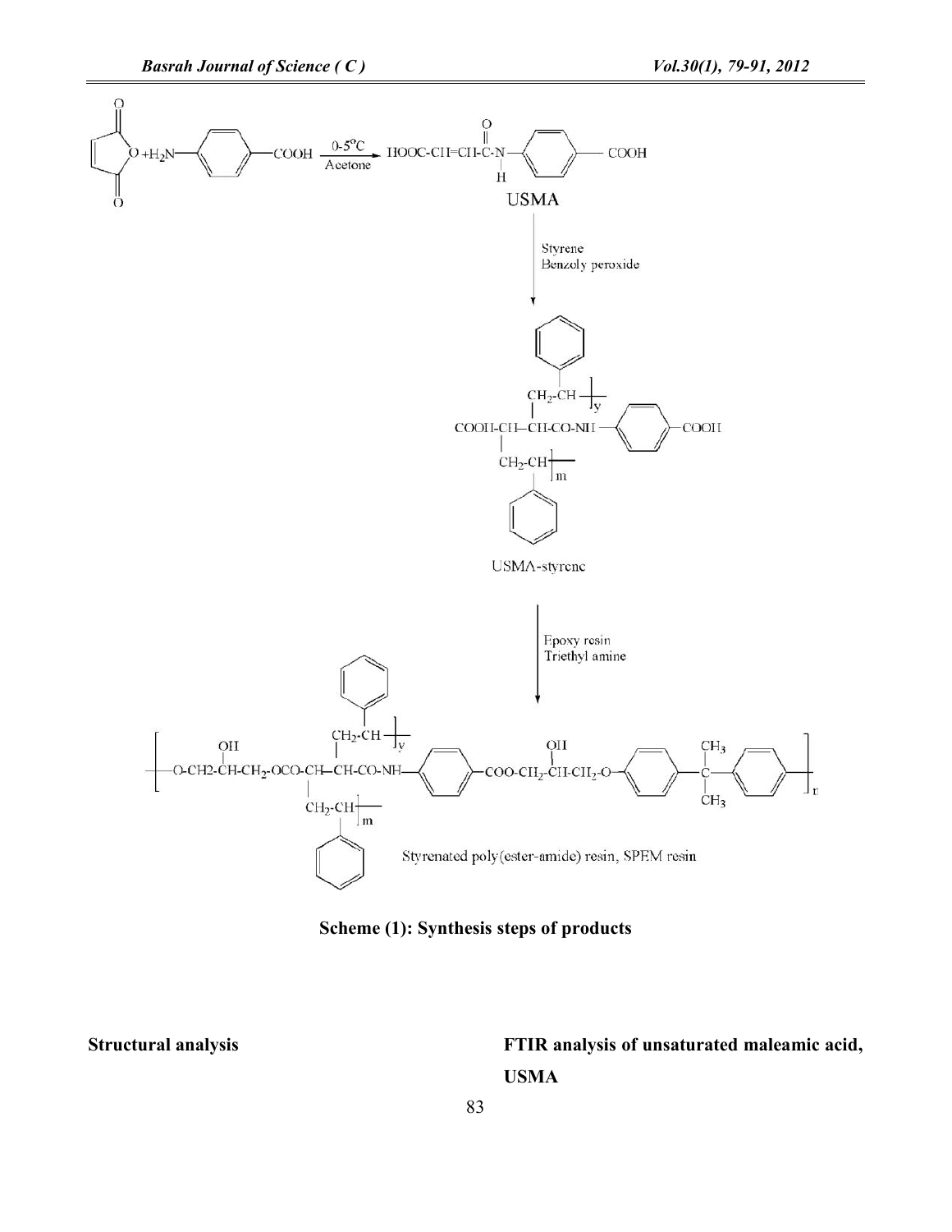Scheme (1): Synthesis steps of products

**Structural analysis**

**FTIR analysis of unsaturated maleamic acid, USMA**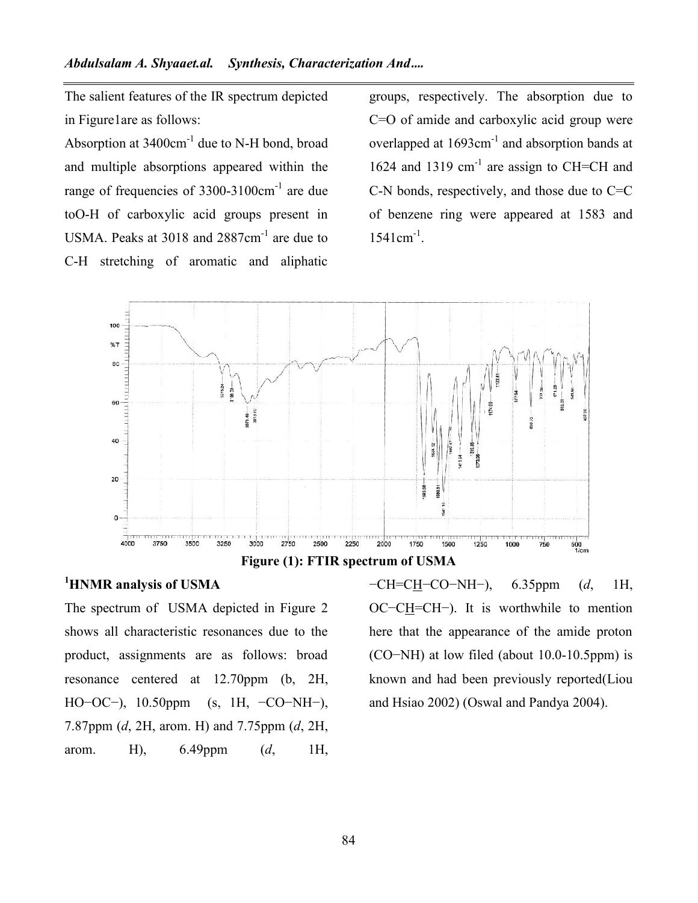The salient features of the IR spectrum depicted in Figure1are as follows:

Absorption at 3400cm$^{-1}$ due to N-H bond, broad and multiple absorptions appeared within the range of frequencies of 3300-3100cm$^{-1}$ are due toO-H of carboxylic acid groups present in USMA. Peaks at 3018 and 2887cm$^{-1}$ are due to C-H stretching of aromatic and aliphatic groups, respectively. The absorption due to C=O of amide and carboxylic acid group were overlapped at 1693cm$^{-1}$ and absorption bands at 1624 and 1319 cm$^{-1}$ are assign to CH=CH and C-N bonds, respectively, and those due to C=C of benzene ring were appeared at 1583 and 1541cm$^{-1}$.

**Figure (1): FTIR spectrum of USMA**

## $^1$HNMR analysis of USMA

The spectrum of USMA depicted in Figure 2 shows all characteristic resonances due to the product, assignments are as follows: broad resonance centered at 12.70ppm (b, 2H, HO−OC−), 10.50ppm (s, 1H, −CO−NH−), 7.87ppm (*d*, 2H, arom. H) and 7.75ppm (*d*, 2H, arom. H), 6.49ppm (*d*, 1H, −CH=C<u>H</u>−CO−NH−), 6.35ppm (*d*, 1H, OC−C<u>H</u>=CH−). It is worthwhile to mention here that the appearance of the amide proton (CO−NH) at low filed (about 10.0-10.5ppm) is known and had been previously reported(Liou and Hsiao 2002) (Oswal and Pandya 2004).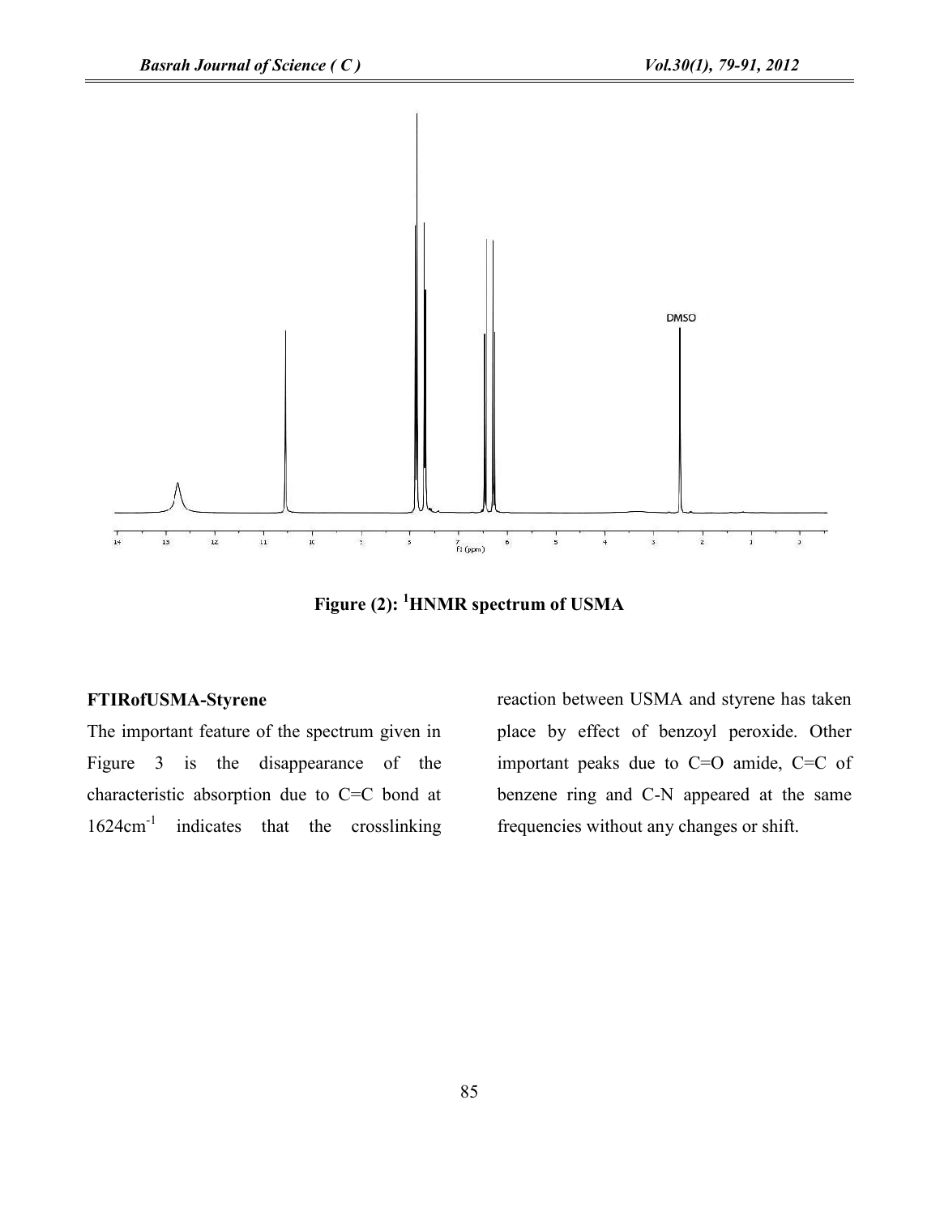Figure (2): $^{1}$HNMR spectrum of USMA

**FTIRofUSMA-Styrene**

The important feature of the spectrum given in Figure 3 is the disappearance of the characteristic absorption due to C=C bond at 1624cm$^{-1}$ indicates that the crosslinking reaction between USMA and styrene has taken place by effect of benzoyl peroxide. Other important peaks due to C=O amide, C=C of benzene ring and C-N appeared at the same frequencies without any changes or shift.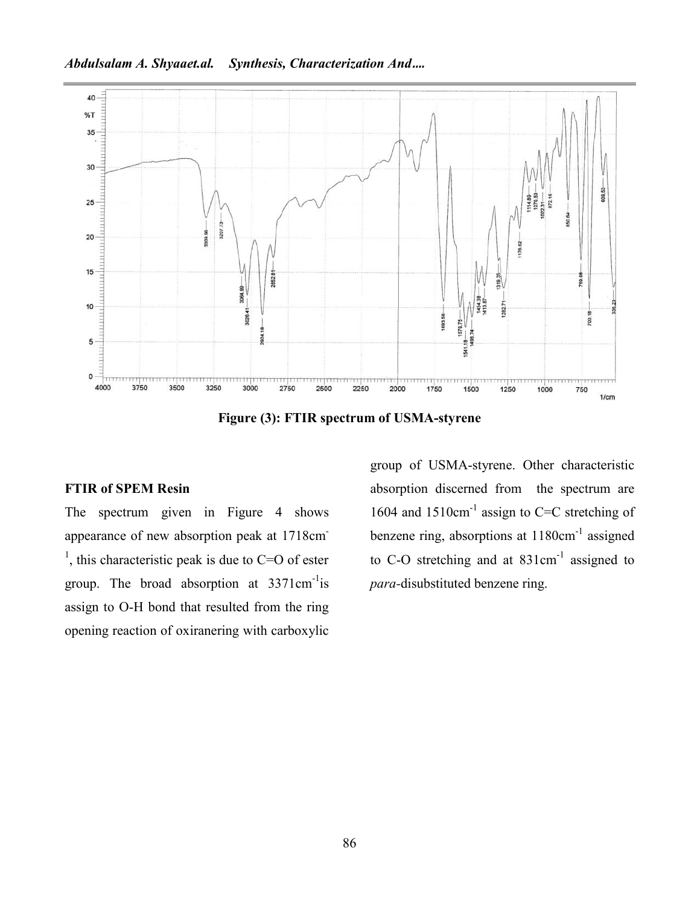Figure (3): FTIR spectrum of USMA-styrene

**FTIR of SPEM Resin**

The spectrum given in Figure 4 shows appearance of new absorption peak at 1718cm$^{-1}$, this characteristic peak is due to C=O of ester group. The broad absorption at 3371cm$^{-1}$is assign to O-H bond that resulted from the ring opening reaction of oxiranering with carboxylic group of USMA-styrene. Other characteristic absorption discerned from the spectrum are 1604 and 1510cm$^{-1}$ assign to C=C stretching of benzene ring, absorptions at 1180cm$^{-1}$ assigned to C-O stretching and at 831cm$^{-1}$ assigned to *para*-disubstituted benzene ring.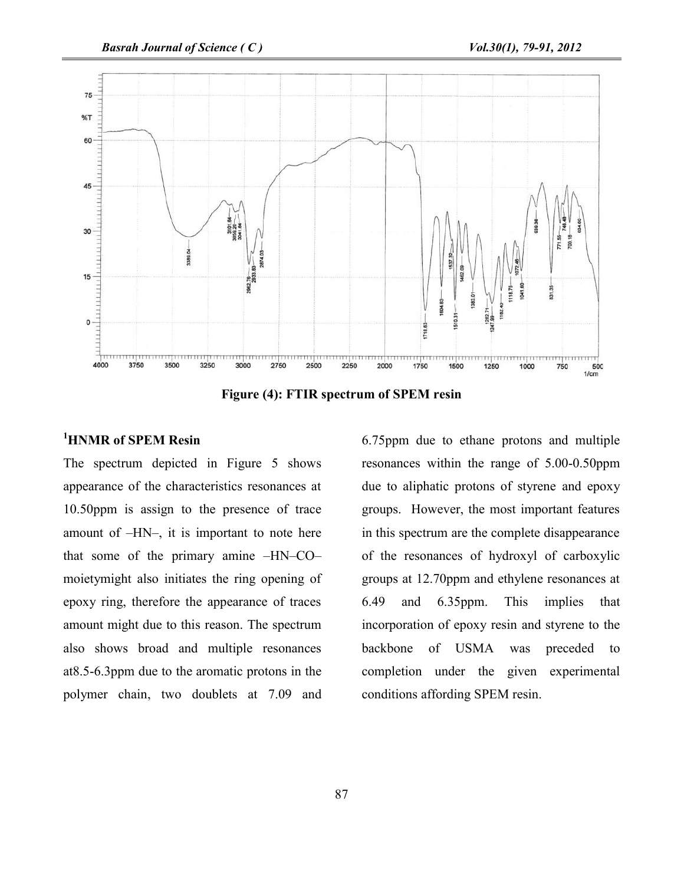Figure (4): FTIR spectrum of SPEM resin

## [1]HNMR of SPEM Resin

The spectrum depicted in Figure 5 shows appearance of the characteristics resonances at 10.50ppm is assign to the presence of trace amount of –HN–, it is important to note here that some of the primary amine –HN–CO– moietymight also initiates the ring opening of epoxy ring, therefore the appearance of traces amount might due to this reason. The spectrum also shows broad and multiple resonances at8.5-6.3ppm due to the aromatic protons in the polymer chain, two doublets at 7.09 and 6.75ppm due to ethane protons and multiple resonances within the range of 5.00-0.50ppm due to aliphatic protons of styrene and epoxy groups. However, the most important features in this spectrum are the complete disappearance of the resonances of hydroxyl of carboxylic groups at 12.70ppm and ethylene resonances at 6.49 and 6.35ppm. This implies that incorporation of epoxy resin and styrene to the backbone of USMA was preceded to completion under the given experimental conditions affording SPEM resin.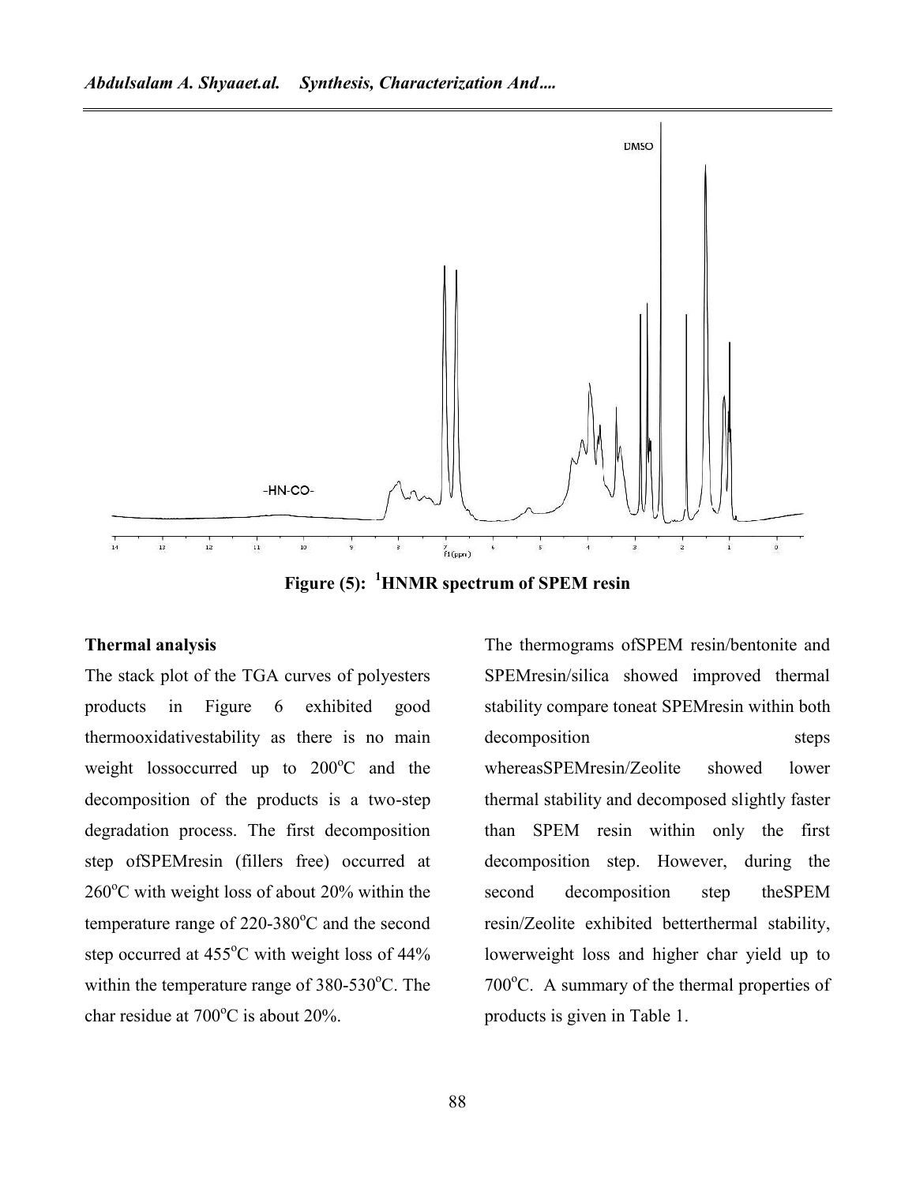Figure (5): [1]HNMR spectrum of SPEM resin

**Thermal analysis**

The stack plot of the TGA curves of polyesters products in Figure 6 exhibited good thermooxidativestability as there is no main weight lossoccurred up to 200°C and the decomposition of the products is a two-step degradation process. The first decomposition step ofSPEMresin (fillers free) occurred at 260°C with weight loss of about 20% within the temperature range of 220-380°C and the second step occurred at 455°C with weight loss of 44% within the temperature range of 380-530°C. The char residue at 700°C is about 20%.

The thermograms ofSPEM resin/bentonite and SPEMresin/silica showed improved thermal stability compare toneat SPEMresin within both decomposition steps whereasSPEMresin/Zeolite showed lower thermal stability and decomposed slightly faster than SPEM resin within only the first decomposition step. However, during the second decomposition step theSPEM resin/Zeolite exhibited betterthermal stability, lowerweight loss and higher char yield up to 700°C. A summary of the thermal properties of products is given in Table 1.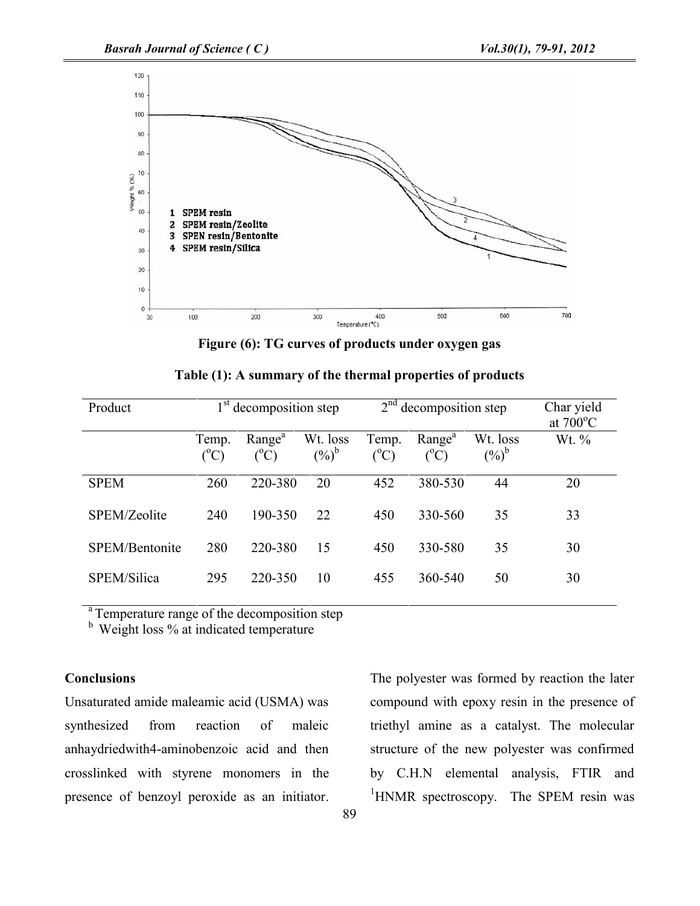Figure (6): TG curves of products under oxygen gas

**Table (1): A summary of the thermal properties of products**

| Product | 1[st] decomposition step | | | 2[nd] decomposition step | | | Char yield at 700°C |
|---|---|---|---|---|---|---|---|
| | Temp. (°C) | Range[a] (°C) | Wt. loss (%)[b] | Temp. (°C) | Range[a] (°C) | Wt. loss (%)[b] | Wt. % |
| SPEM | 260 | 220-380 | 20 | 452 | 380-530 | 44 | 20 |
| SPEM/Zeolite | 240 | 190-350 | 22 | 450 | 330-560 | 35 | 33 |
| SPEM/Bentonite | 280 | 220-380 | 15 | 450 | 330-580 | 35 | 30 |
| SPEM/Silica | 295 | 220-350 | 10 | 455 | 360-540 | 50 | 30 |

[a] Temperature range of the decomposition step
[b] Weight loss % at indicated temperature

## Conclusions

Unsaturated amide maleamic acid (USMA) was synthesized from reaction of maleic anhaydriedwith4-aminobenzoic acid and then crosslinked with styrene monomers in the presence of benzoyl peroxide as an initiator. The polyester was formed by reaction the later compound with epoxy resin in the presence of triethyl amine as a catalyst. The molecular structure of the new polyester was confirmed by C.H.N elemental analysis, FTIR and $^{1}$HNMR spectroscopy. The SPEM resin was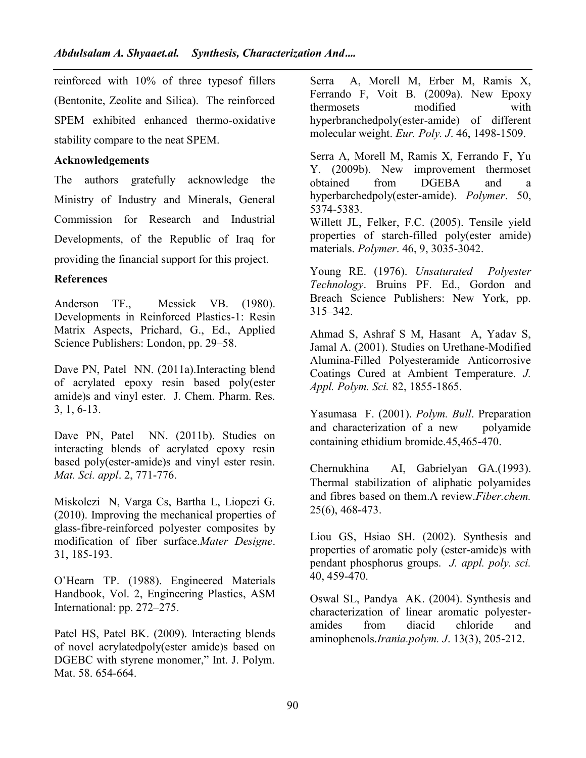reinforced with 10% of three typesof fillers (Bentonite, Zeolite and Silica). The reinforced SPEM exhibited enhanced thermo-oxidative stability compare to the neat SPEM.

**Acknowledgements**

The authors gratefully acknowledge the Ministry of Industry and Minerals, General Commission for Research and Industrial Developments, of the Republic of Iraq for providing the financial support for this project.

**References**

Anderson TF., Messick VB. (1980). Developments in Reinforced Plastics-1: Resin Matrix Aspects, Prichard, G., Ed., Applied Science Publishers: London, pp. 29–58.

Dave PN, Patel NN. (2011a).Interacting blend of acrylated epoxy resin based poly(ester amide)s and vinyl ester. J. Chem. Pharm. Res. 3, 1, 6-13.

Dave PN, Patel NN. (2011b). Studies on interacting blends of acrylated epoxy resin based poly(ester-amide)s and vinyl ester resin. *Mat. Sci. appl*. 2, 771-776.

Miskolczi N, Varga Cs, Bartha L, Liopczi G. (2010). Improving the mechanical properties of glass-fibre-reinforced polyester composites by modification of fiber surface.*Mater Designe*. 31, 185-193.

O'Hearn TP. (1988). Engineered Materials Handbook, Vol. 2, Engineering Plastics, ASM International: pp. 272–275.

Patel HS, Patel BK. (2009). Interacting blends of novel acrylatedpoly(ester amide)s based on DGEBC with styrene monomer," Int. J. Polym. Mat. 58. 654-664.

Serra A, Morell M, Erber M, Ramis X, Ferrando F, Voit B. (2009a). New Epoxy thermosets modified with hyperbranchedpoly(ester-amide) of different molecular weight. *Eur. Poly. J*. 46, 1498-1509.

Serra A, Morell M, Ramis X, Ferrando F, Yu Y. (2009b). New improvement thermoset obtained from DGEBA and a hyperbarchedpoly(ester-amide). *Polymer*. 50, 5374-5383.

Willett JL, Felker, F.C. (2005). Tensile yield properties of starch-filled poly(ester amide) materials. *Polymer*. 46, 9, 3035-3042.

Young RE. (1976). *Unsaturated Polyester Technology*. Bruins PF. Ed., Gordon and Breach Science Publishers: New York, pp. 315–342.

Ahmad S, Ashraf S M, Hasant A, Yadav S, Jamal A. (2001). Studies on Urethane-Modified Alumina-Filled Polyesteramide Anticorrosive Coatings Cured at Ambient Temperature. *J. Appl. Polym. Sci.* 82, 1855-1865.

Yasumasa F. (2001). *Polym. Bull*. Preparation and characterization of a new polyamide containing ethidium bromide.45,465-470.

Chernukhina AI, Gabrielyan GA.(1993). Thermal stabilization of aliphatic polyamides and fibres based on them.A review.*Fiber.chem.* 25(6), 468-473.

Liou GS, Hsiao SH. (2002). Synthesis and properties of aromatic poly (ester-amide)s with pendant phosphorus groups. *J. appl. poly. sci.* 40, 459-470.

Oswal SL, Pandya AK. (2004). Synthesis and characterization of linear aromatic polyester-amides from diacid chloride and aminophenols.*Irania.polym. J*. 13(3), 205-212.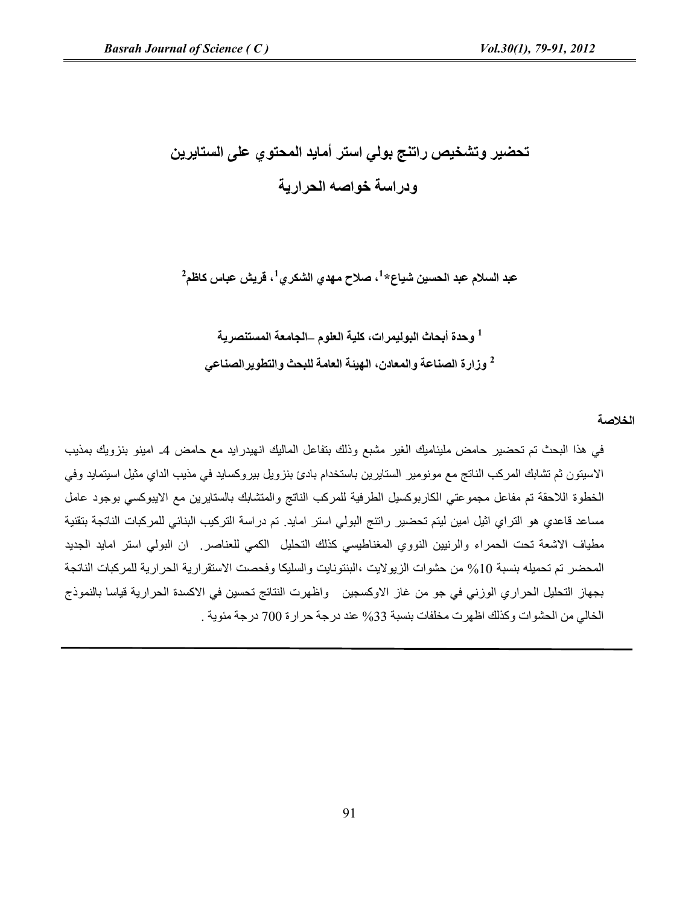# تحضير وتشخيص راتنج بولي استر أمايد المحتوي على الستايرين

# ودراسة خواصه الحرارية

**عبد السلام عبد الحسين شياع*[1]، صلاح مهدي الشكري[1]، قريش عباس كاظم[2]**

[1] وحدة أبحاث البوليمرات، كلية العلوم –الجامعة المستنصرية

[2] وزارة الصناعة والمعادن، الهيئة العامة للبحث والتطوير الصناعي

**الخلاصة**

في هذا البحث تم تحضير حامض مليناميك الغير مشبع وذلك بتفاعل الماليك انهيدرايد مع حامض 4- امينو بنزويك بمذيب الاسيتون ثم تشابك المركب الناتج مع مونومير الستايرين باستخدام بادئ بنزويل بيروكسايد في مذيب الداي مثيل اسيتمايد وفي الخطوة اللاحقة تم مفاعل مجموعتي الكاربوكسيل الطرفية للمركب الناتج والمتشابك بالستايرين مع الايبوكسي بوجود عامل مساعد قاعدي هو التراي اثيل امين ليتم تحضير راتنج البولي استر امايد. تم دراسة التركيب البنائي للمركبات الناتجة بتقنية مطياف الاشعة تحت الحمراء والرنيين النووي المغناطيسي كذلك التحليل الكمي للعناصر. ان البولي استر امايد الجديد المحضر تم تحميله بنسبة 10% من حشوات الزيولايت ،البنتونايت والسليكا وفحصت الاستقرارية الحرارية للمركبات الناتجة بجهاز التحليل الحراري الوزني في جو من غاز الاوكسجين واظهرت النتائج تحسين في الاكسدة الحرارية قياسا بالنموذج الخالي من الحشوات وكذلك اظهرت مخلفات بنسبة 33% عند درجة حرارة 700 درجة مئوية .